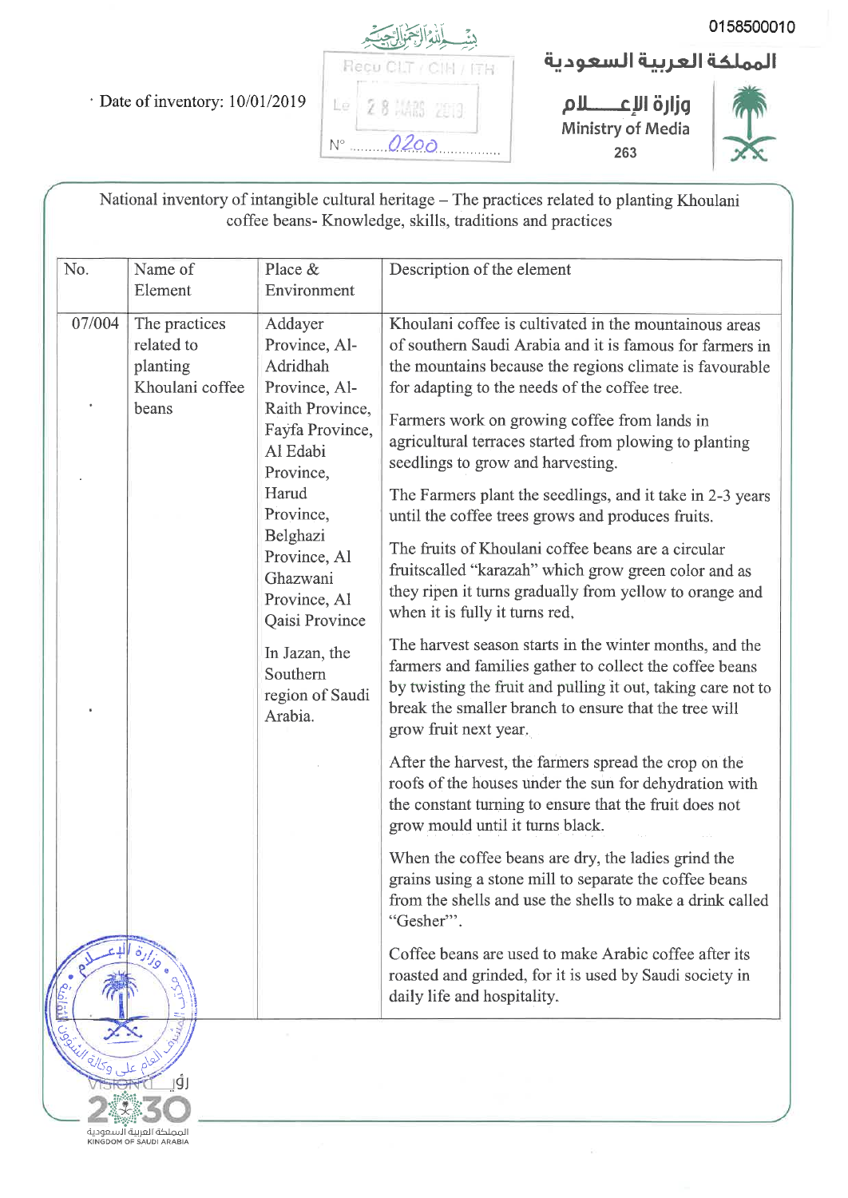0158500010

المملكة العربية السعودية

وزارة الإعـــلام
Ministry of Media
263

بسم الله الرحمن الرحيم

Reçu CLT / CIH / ITH
Le 28 MARS 2019
N° 0200

Date of inventory: 10/01/2019

National inventory of intangible cultural heritage – The practices related to planting Khoulani coffee beans- Knowledge, skills, traditions and practices

| No. | Name of Element | Place & Environment | Description of the element |
|---|---|---|---|
| 07/004 | The practices related to planting Khoulani coffee beans | Addayer Province, Al-Adridhah Province, Al-Raith Province, Fayfa Province, Al Edabi Province, Harud Province, Belghazi Province, Al Ghazwani Province, Al Qaisi Province<br><br>In Jazan, the Southern region of Saudi Arabia. | Khoulani coffee is cultivated in the mountainous areas of southern Saudi Arabia and it is famous for farmers in the mountains because the regions climate is favourable for adapting to the needs of the coffee tree.<br><br>Farmers work on growing coffee from lands in agricultural terraces started from plowing to planting seedlings to grow and harvesting.<br><br>The Farmers plant the seedlings, and it take in 2-3 years until the coffee trees grows and produces fruits.<br><br>The fruits of Khoulani coffee beans are a circular fruitscalled "karazah" which grow green color and as they ripen it turns gradually from yellow to orange and when it is fully it turns red.<br><br>The harvest season starts in the winter months, and the farmers and families gather to collect the coffee beans by twisting the fruit and pulling it out, taking care not to break the smaller branch to ensure that the tree will grow fruit next year.<br><br>After the harvest, the farmers spread the crop on the roofs of the houses under the sun for dehydration with the constant turning to ensure that the fruit does not grow mould until it turns black.<br><br>When the coffee beans are dry, the ladies grind the grains using a stone mill to separate the coffee beans from the shells and use the shells to make a drink called "Gesher"'.<br><br>Coffee beans are used to make Arabic coffee after its roasted and grinded, for it is used by Saudi society in daily life and hospitality. |

رؤية 2030
VISION
المملكة العربية السعودية
KINGDOM OF SAUDI ARABIA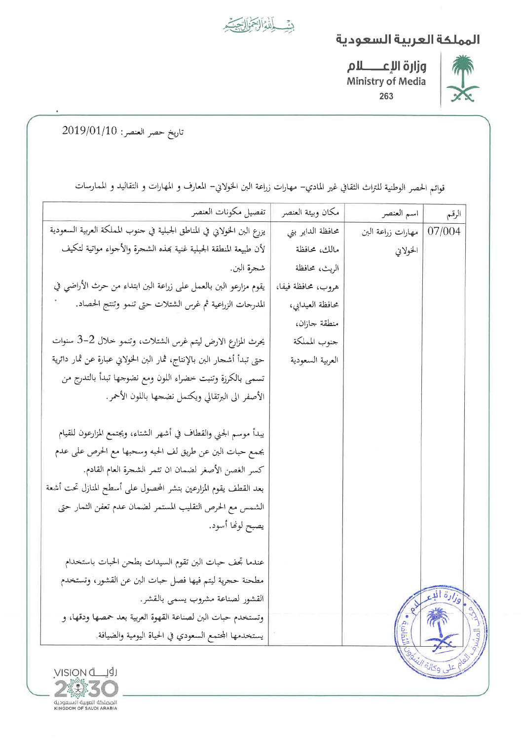بسم الله الرحمن الرحيم

المملكة العربية السعودية

وزارة الإعـــــلام
Ministry of Media
263

تاريخ حصر العنصر: 2019/01/10

قوائم الحصر الوطنية للتراث الثقافي غير المادي- مهارات زراعة البن الخولاني- المعارف و المهارات و التقاليد و الممارسات

| الرقم | اسم العنصر | مكان وبيئة العنصر | تفصيل مكونات العنصر |
|---|---|---|---|
| 07/004 | مهارات زراعة البن الخولاني | محافظة الداير بني مالك، محافظة الريث، محافظة هروب، محافظة فيفا، محافظة العيدابي، منطقة جازان، جنوب المملكة العربية السعودية | يزرع البن الخولاني في المناطق الجبلية في جنوب المملكة العربية السعودية لأن طبيعة المنطقة الجبلية غنية بهذه الشجرة والأجواء مواتية لتكيف شجرة البن. يقوم مزارعو البن بالعمل على زراعة البن ابتداء من حرث الأراضي في المدرجات الزراعية ثم غرس الشتلات حتى تنمو وتنتج الحصاد. يحرث المزارع الارض ليتم غرس الشتلات، وتنمو خلال 2-3 سنوات حتى تبدأ أشجار البن بالإنتاج، ثمار البن الخولاني عبارة عن ثمار دائرية تسمى بالكرزة وتنبت خضراء اللون ومع نضوجها تبدأ بالتدرج من الأصفر الى البرتقالي ويكتمل نضجها باللون الأحمر. يبدأ موسم الجني والقطاف في أشهر الشتاء، ويجتمع المزارعون للقيام بجمع حبات البن عن طريق لف الحبه وسحبها مع الحرص على عدم كسر الغصن الأصغر لضمان ان تثمر الشجرة العام القادم. بعد القطف يقوم المزارعين بنشر المحصول على أسطح المنازل تحت أشعة الشمس مع الحرص التقليب المستمر لضمان عدم تعفن الثمار حتى يصبح لونها أسود. عندما تجف حبات البن تقوم السيدات بطحن الحبات باستخدام مطحنة حجرية ليتم فيها فصل حبات البن عن القشور، وتستخدم القشور لصناعة مشروب يسمى بالقشر. وتستخدم حبات البن لصناعة القهوة العربية بعد حمصها ودقها، و يستخدمها المجتمع السعودي في الحياة اليومية والضيافة. |

رؤية VISION 2030 المملكة العربية السعودية KINGDOM OF SAUDI ARABIA